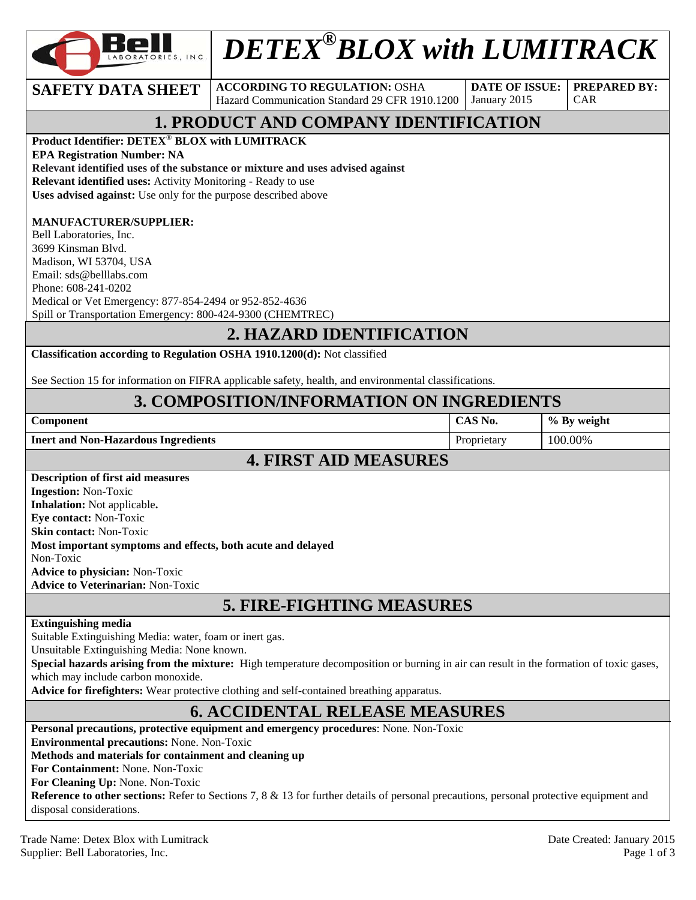# DETEX® BLOX with LUMITRACK

| SAFETY DATA SHEET | ACCORDING TO REGULATION: OSHA Hazard Communication Standard 29 CFR 1910.1200 | DATE OF ISSUE: January 2015 | PREPARED BY: CAR |
|---|---|---|---|

## 1. PRODUCT AND COMPANY IDENTIFICATION

**Product Identifier: DETEX® BLOX with LUMITRACK**
**EPA Registration Number: NA**
**Relevant identified uses of the substance or mixture and uses advised against**
**Relevant identified uses:** Activity Monitoring - Ready to use
**Uses advised against:** Use only for the purpose described above

**MANUFACTURER/SUPPLIER:**
Bell Laboratories, Inc.
3699 Kinsman Blvd.
Madison, WI 53704, USA
Email: sds@belllabs.com
Phone: 608-241-0202
Medical or Vet Emergency: 877-854-2494 or 952-852-4636
Spill or Transportation Emergency: 800-424-9300 (CHEMTREC)

## 2. HAZARD IDENTIFICATION

**Classification according to Regulation OSHA 1910.1200(d):** Not classified

See Section 15 for information on FIFRA applicable safety, health, and environmental classifications.

## 3. COMPOSITION/INFORMATION ON INGREDIENTS

| Component | CAS No. | % By weight |
|---|---|---|
| **Inert and Non-Hazardous Ingredients** | Proprietary | 100.00% |

## 4. FIRST AID MEASURES

**Description of first aid measures**
**Ingestion:** Non-Toxic
**Inhalation:** Not applicable.
**Eye contact:** Non-Toxic
**Skin contact:** Non-Toxic
**Most important symptoms and effects, both acute and delayed**
Non-Toxic
**Advice to physician:** Non-Toxic
**Advice to Veterinarian:** Non-Toxic

## 5. FIRE-FIGHTING MEASURES

**Extinguishing media**
Suitable Extinguishing Media: water, foam or inert gas.
Unsuitable Extinguishing Media: None known.
**Special hazards arising from the mixture:** High temperature decomposition or burning in air can result in the formation of toxic gases, which may include carbon monoxide.
**Advice for firefighters:** Wear protective clothing and self-contained breathing apparatus.

## 6. ACCIDENTAL RELEASE MEASURES

**Personal precautions, protective equipment and emergency procedures**: None. Non-Toxic
**Environmental precautions:** None. Non-Toxic
**Methods and materials for containment and cleaning up**
**For Containment:** None. Non-Toxic
**For Cleaning Up:** None. Non-Toxic
**Reference to other sections:** Refer to Sections 7, 8 & 13 for further details of personal precautions, personal protective equipment and disposal considerations.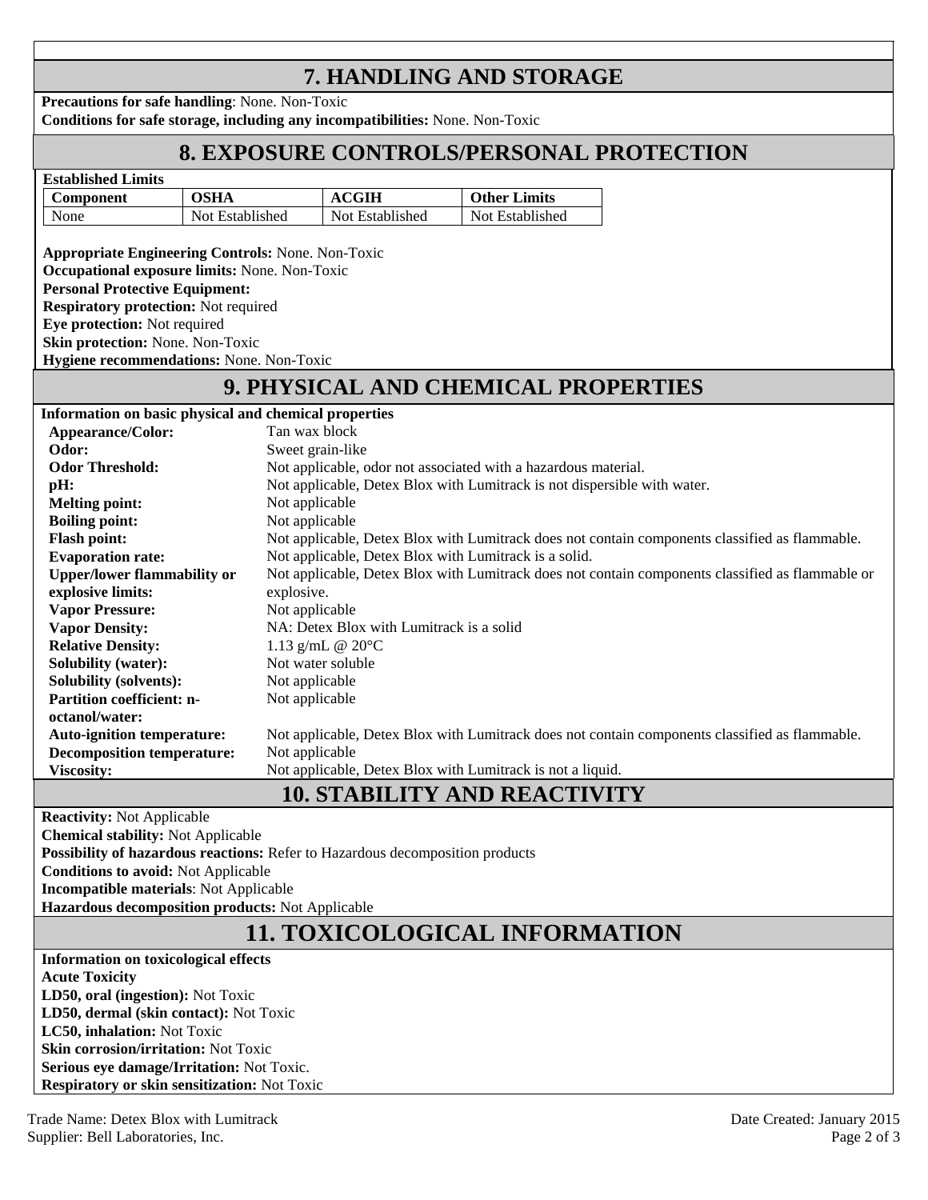## 7. HANDLING AND STORAGE

**Precautions for safe handling**: None. Non-Toxic

**Conditions for safe storage, including any incompatibilities:** None. Non-Toxic

## 8. EXPOSURE CONTROLS/PERSONAL PROTECTION

**Established Limits**

| Component | OSHA | ACGIH | Other Limits |
|---|---|---|---|
| None | Not Established | Not Established | Not Established |

**Appropriate Engineering Controls:** None. Non-Toxic

**Occupational exposure limits:** None. Non-Toxic

**Personal Protective Equipment:**

**Respiratory protection:** Not required

**Eye protection:** Not required

**Skin protection:** None. Non-Toxic

**Hygiene recommendations:** None. Non-Toxic

## 9. PHYSICAL AND CHEMICAL PROPERTIES

**Information on basic physical and chemical properties**

| | |
|---|---|
| **Appearance/Color:** | Tan wax block |
| **Odor:** | Sweet grain-like |
| **Odor Threshold:** | Not applicable, odor not associated with a hazardous material. |
| **pH:** | Not applicable, Detex Blox with Lumitrack is not dispersible with water. |
| **Melting point:** | Not applicable |
| **Boiling point:** | Not applicable |
| **Flash point:** | Not applicable, Detex Blox with Lumitrack does not contain components classified as flammable. |
| **Evaporation rate:** | Not applicable, Detex Blox with Lumitrack is a solid. |
| **Upper/lower flammability or explosive limits:** | Not applicable, Detex Blox with Lumitrack does not contain components classified as flammable or explosive. |
| **Vapor Pressure:** | Not applicable |
| **Vapor Density:** | NA: Detex Blox with Lumitrack is a solid |
| **Relative Density:** | 1.13 g/mL @ 20°C |
| **Solubility (water):** | Not water soluble |
| **Solubility (solvents):** | Not applicable |
| **Partition coefficient: n-octanol/water:** | Not applicable |
| **Auto-ignition temperature:** | Not applicable, Detex Blox with Lumitrack does not contain components classified as flammable. |
| **Decomposition temperature:** | Not applicable |
| **Viscosity:** | Not applicable, Detex Blox with Lumitrack is not a liquid. |

## 10. STABILITY AND REACTIVITY

**Reactivity:** Not Applicable

**Chemical stability:** Not Applicable

**Possibility of hazardous reactions:** Refer to Hazardous decomposition products

**Conditions to avoid:** Not Applicable

**Incompatible materials**: Not Applicable

**Hazardous decomposition products:** Not Applicable

## 11. TOXICOLOGICAL INFORMATION

**Information on toxicological effects**

**Acute Toxicity**

**LD50, oral (ingestion):** Not Toxic

**LD50, dermal (skin contact):** Not Toxic

**LC50, inhalation:** Not Toxic

**Skin corrosion/irritation:** Not Toxic

**Serious eye damage/Irritation:** Not Toxic.

**Respiratory or skin sensitization:** Not Toxic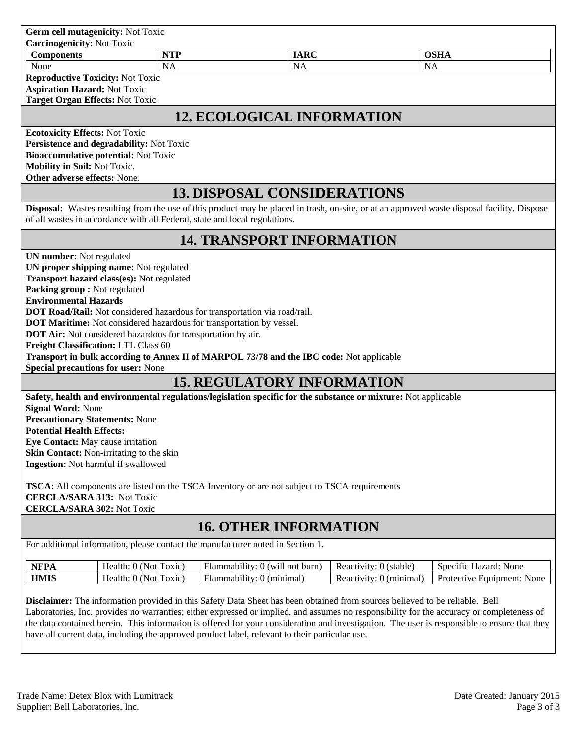**Germ cell mutagenicity:** Not Toxic
**Carcinogenicity:** Not Toxic

| Components | NTP | IARC | OSHA |
|---|---|---|---|
| None | NA | NA | NA |

**Reproductive Toxicity:** Not Toxic
**Aspiration Hazard:** Not Toxic
**Target Organ Effects:** Not Toxic

## 12. ECOLOGICAL INFORMATION

**Ecotoxicity Effects:** Not Toxic
**Persistence and degradability:** Not Toxic
**Bioaccumulative potential:** Not Toxic
**Mobility in Soil:** Not Toxic.
**Other adverse effects:** None.

## 13. DISPOSAL CONSIDERATIONS

**Disposal:** Wastes resulting from the use of this product may be placed in trash, on-site, or at an approved waste disposal facility. Dispose of all wastes in accordance with all Federal, state and local regulations.

## 14. TRANSPORT INFORMATION

**UN number:** Not regulated
**UN proper shipping name:** Not regulated
**Transport hazard class(es):** Not regulated
**Packing group :** Not regulated
**Environmental Hazards**
**DOT Road/Rail:** Not considered hazardous for transportation via road/rail.
**DOT Maritime:** Not considered hazardous for transportation by vessel.
**DOT Air:** Not considered hazardous for transportation by air.
**Freight Classification:** LTL Class 60
**Transport in bulk according to Annex II of MARPOL 73/78 and the IBC code:** Not applicable
**Special precautions for user:** None

## 15. REGULATORY INFORMATION

**Safety, health and environmental regulations/legislation specific for the substance or mixture:** Not applicable
**Signal Word:** None
**Precautionary Statements:** None
**Potential Health Effects:**
**Eye Contact:** May cause irritation
**Skin Contact:** Non-irritating to the skin
**Ingestion:** Not harmful if swallowed

**TSCA:** All components are listed on the TSCA Inventory or are not subject to TSCA requirements
**CERCLA/SARA 313:** Not Toxic
**CERCLA/SARA 302:** Not Toxic

## 16. OTHER INFORMATION

For additional information, please contact the manufacturer noted in Section 1.

| | | | | |
|---|---|---|---|---|
| **NFPA** | Health: 0 (Not Toxic) | Flammability: 0 (will not burn) | Reactivity: 0 (stable) | Specific Hazard: None |
| **HMIS** | Health: 0 (Not Toxic) | Flammability: 0 (minimal) | Reactivity: 0 (minimal) | Protective Equipment: None |

**Disclaimer:** The information provided in this Safety Data Sheet has been obtained from sources believed to be reliable. Bell Laboratories, Inc. provides no warranties; either expressed or implied, and assumes no responsibility for the accuracy or completeness of the data contained herein. This information is offered for your consideration and investigation. The user is responsible to ensure that they have all current data, including the approved product label, relevant to their particular use.